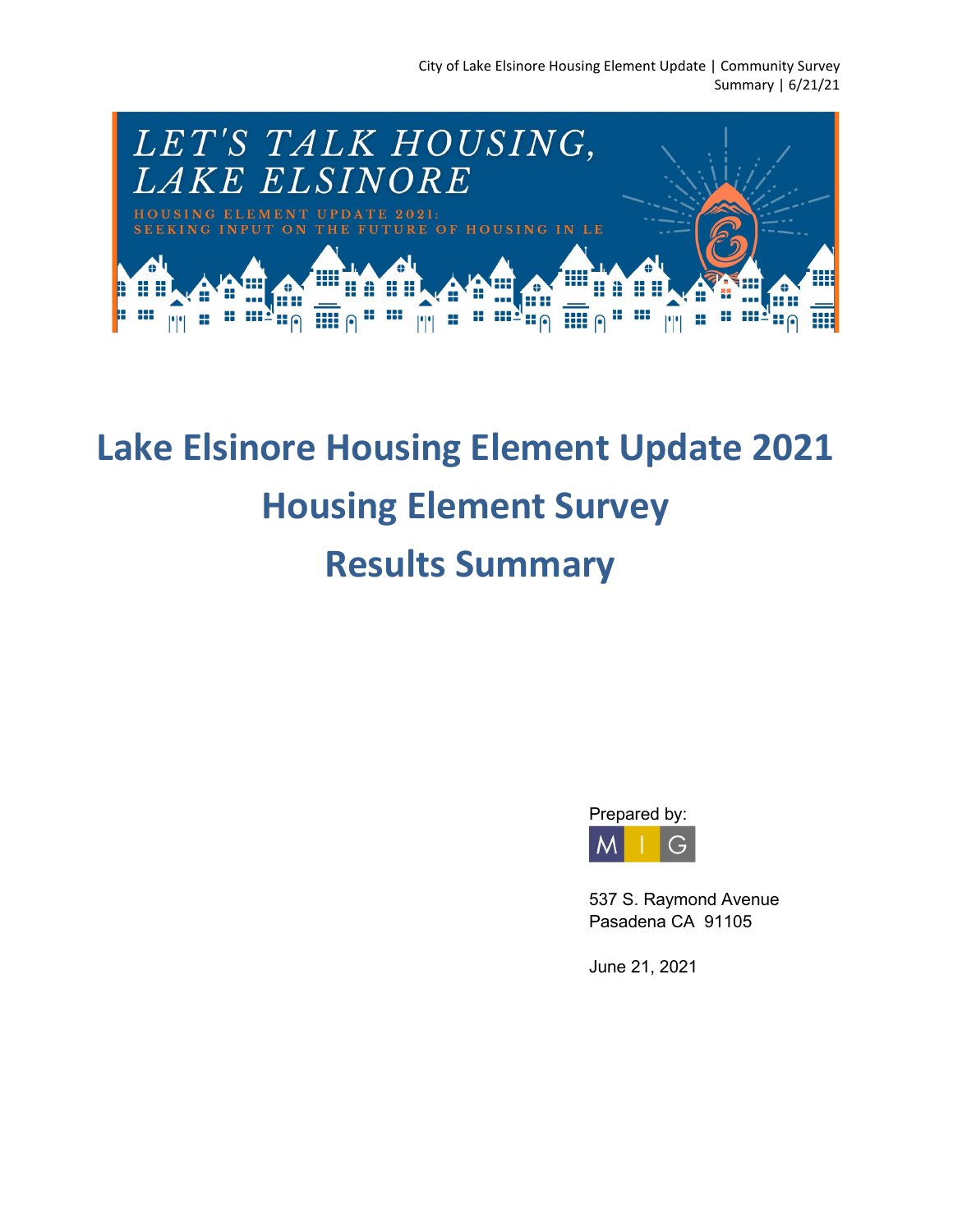LET'S TALK HOUSING, LAKE ELSINORE

HOUSING ELEMENT UPDATE 2021: SEEKING INPUT ON THE FUTURE OF HOUSING IN LE

# Lake Elsinore Housing Element Update 2021

# Housing Element Survey

# Results Summary

Prepared by:

MIG

537 S. Raymond Avenue
Pasadena CA 91105

June 21, 2021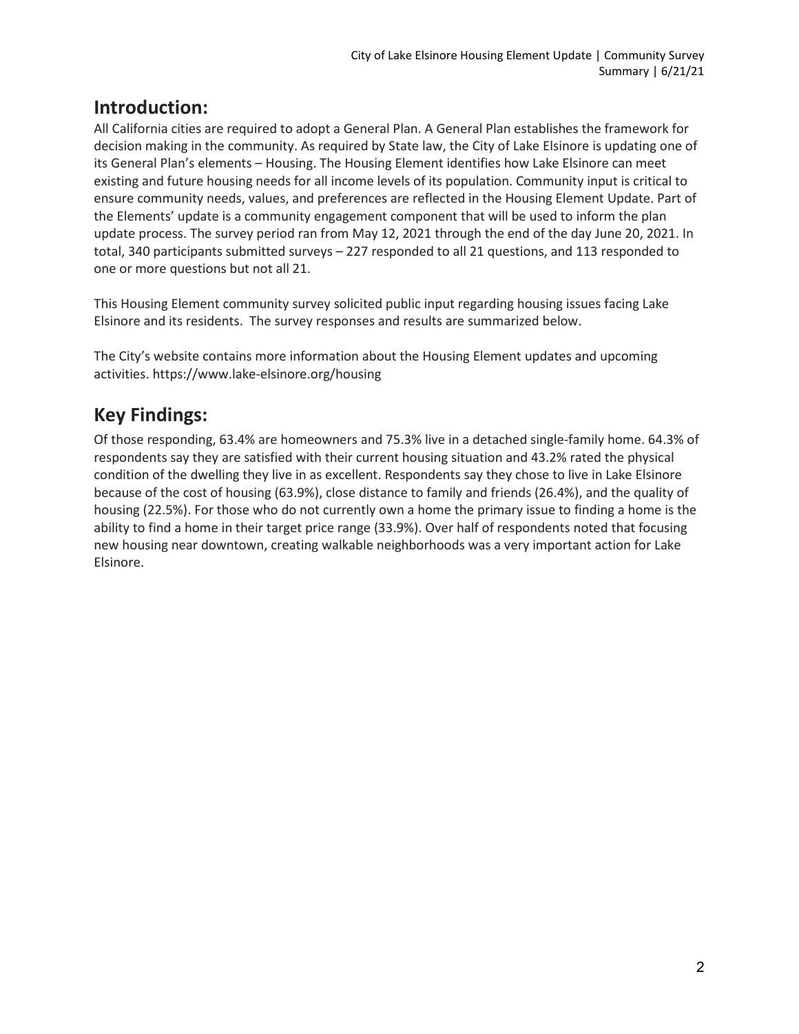## Introduction:

All California cities are required to adopt a General Plan. A General Plan establishes the framework for decision making in the community. As required by State law, the City of Lake Elsinore is updating one of its General Plan's elements – Housing. The Housing Element identifies how Lake Elsinore can meet existing and future housing needs for all income levels of its population. Community input is critical to ensure community needs, values, and preferences are reflected in the Housing Element Update. Part of the Elements' update is a community engagement component that will be used to inform the plan update process. The survey period ran from May 12, 2021 through the end of the day June 20, 2021. In total, 340 participants submitted surveys – 227 responded to all 21 questions, and 113 responded to one or more questions but not all 21.

This Housing Element community survey solicited public input regarding housing issues facing Lake Elsinore and its residents. The survey responses and results are summarized below.

The City's website contains more information about the Housing Element updates and upcoming activities. https://www.lake-elsinore.org/housing

## Key Findings:

Of those responding, 63.4% are homeowners and 75.3% live in a detached single-family home. 64.3% of respondents say they are satisfied with their current housing situation and 43.2% rated the physical condition of the dwelling they live in as excellent. Respondents say they chose to live in Lake Elsinore because of the cost of housing (63.9%), close distance to family and friends (26.4%), and the quality of housing (22.5%). For those who do not currently own a home the primary issue to finding a home is the ability to find a home in their target price range (33.9%). Over half of respondents noted that focusing new housing near downtown, creating walkable neighborhoods was a very important action for Lake Elsinore.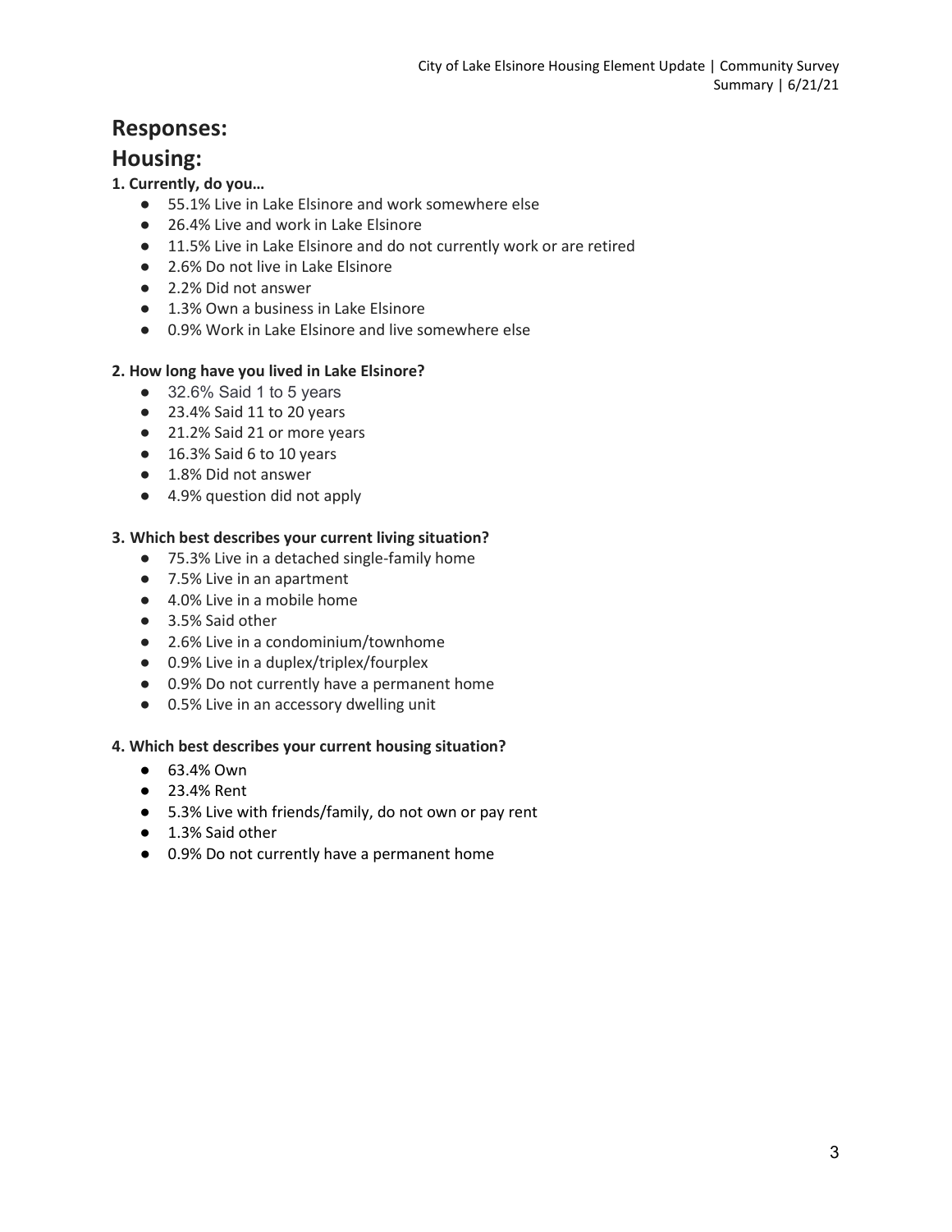# Responses:

# Housing:

**1. Currently, do you…**

- 55.1% Live in Lake Elsinore and work somewhere else
- 26.4% Live and work in Lake Elsinore
- 11.5% Live in Lake Elsinore and do not currently work or are retired
- 2.6% Do not live in Lake Elsinore
- 2.2% Did not answer
- 1.3% Own a business in Lake Elsinore
- 0.9% Work in Lake Elsinore and live somewhere else

**2. How long have you lived in Lake Elsinore?**

- 32.6% Said 1 to 5 years
- 23.4% Said 11 to 20 years
- 21.2% Said 21 or more years
- 16.3% Said 6 to 10 years
- 1.8% Did not answer
- 4.9% question did not apply

**3. Which best describes your current living situation?**

- 75.3% Live in a detached single-family home
- 7.5% Live in an apartment
- 4.0% Live in a mobile home
- 3.5% Said other
- 2.6% Live in a condominium/townhome
- 0.9% Live in a duplex/triplex/fourplex
- 0.9% Do not currently have a permanent home
- 0.5% Live in an accessory dwelling unit

**4. Which best describes your current housing situation?**

- 63.4% Own
- 23.4% Rent
- 5.3% Live with friends/family, do not own or pay rent
- 1.3% Said other
- 0.9% Do not currently have a permanent home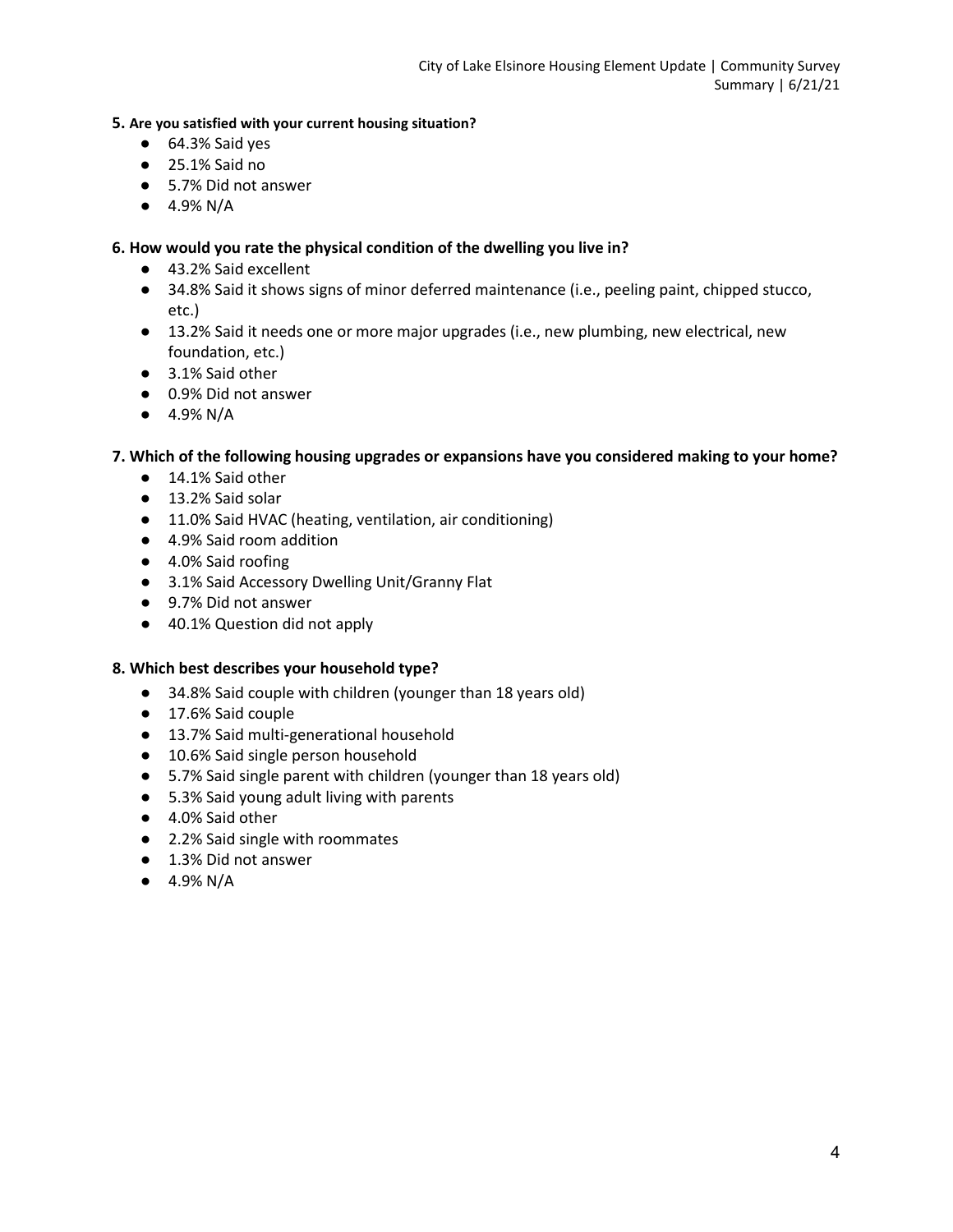**5. Are you satisfied with your current housing situation?**

- 64.3% Said yes
- 25.1% Said no
- 5.7% Did not answer
- 4.9% N/A

**6. How would you rate the physical condition of the dwelling you live in?**

- 43.2% Said excellent
- 34.8% Said it shows signs of minor deferred maintenance (i.e., peeling paint, chipped stucco, etc.)
- 13.2% Said it needs one or more major upgrades (i.e., new plumbing, new electrical, new foundation, etc.)
- 3.1% Said other
- 0.9% Did not answer
- 4.9% N/A

**7. Which of the following housing upgrades or expansions have you considered making to your home?**

- 14.1% Said other
- 13.2% Said solar
- 11.0% Said HVAC (heating, ventilation, air conditioning)
- 4.9% Said room addition
- 4.0% Said roofing
- 3.1% Said Accessory Dwelling Unit/Granny Flat
- 9.7% Did not answer
- 40.1% Question did not apply

**8. Which best describes your household type?**

- 34.8% Said couple with children (younger than 18 years old)
- 17.6% Said couple
- 13.7% Said multi-generational household
- 10.6% Said single person household
- 5.7% Said single parent with children (younger than 18 years old)
- 5.3% Said young adult living with parents
- 4.0% Said other
- 2.2% Said single with roommates
- 1.3% Did not answer
- 4.9% N/A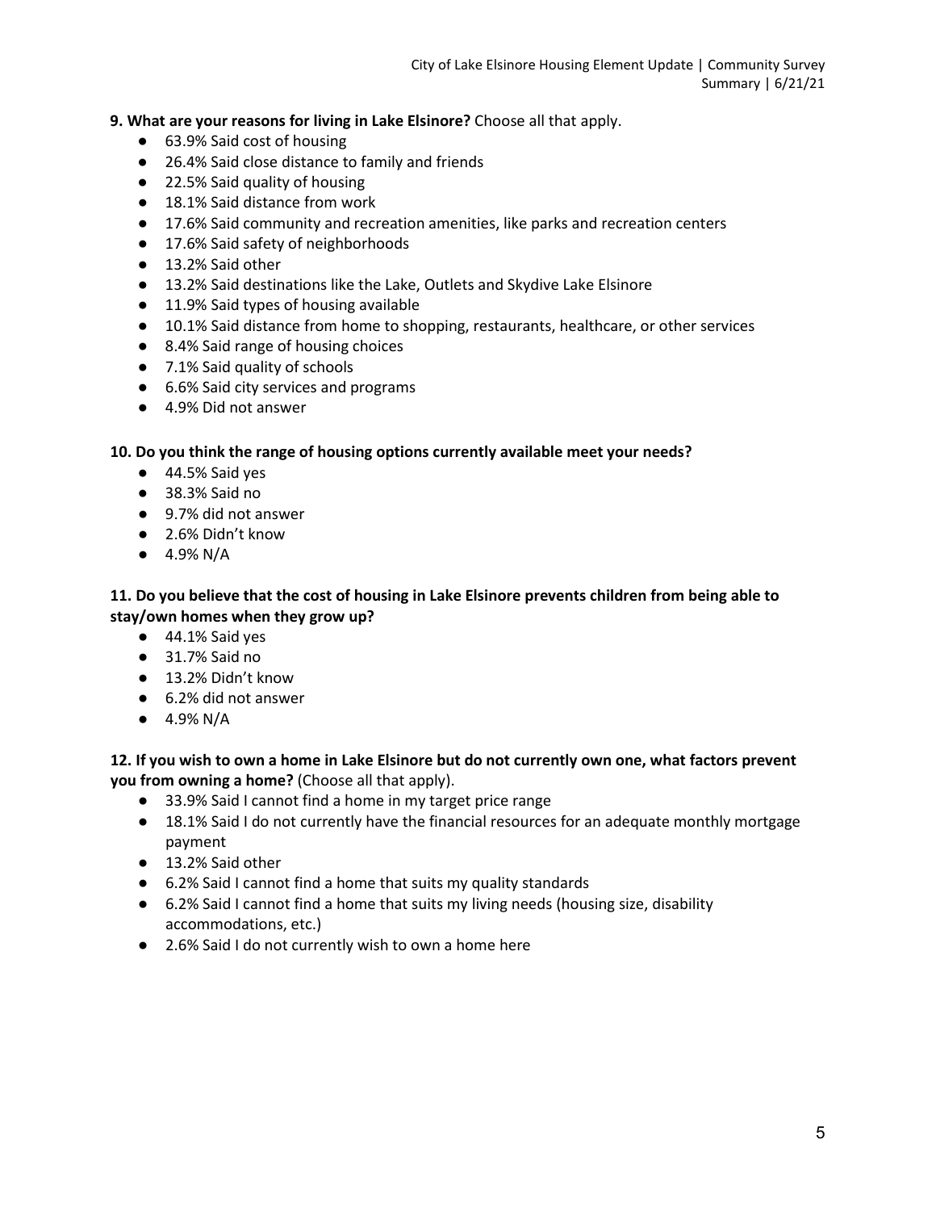**9. What are your reasons for living in Lake Elsinore?** Choose all that apply.

- 63.9% Said cost of housing
- 26.4% Said close distance to family and friends
- 22.5% Said quality of housing
- 18.1% Said distance from work
- 17.6% Said community and recreation amenities, like parks and recreation centers
- 17.6% Said safety of neighborhoods
- 13.2% Said other
- 13.2% Said destinations like the Lake, Outlets and Skydive Lake Elsinore
- 11.9% Said types of housing available
- 10.1% Said distance from home to shopping, restaurants, healthcare, or other services
- 8.4% Said range of housing choices
- 7.1% Said quality of schools
- 6.6% Said city services and programs
- 4.9% Did not answer

**10. Do you think the range of housing options currently available meet your needs?**

- 44.5% Said yes
- 38.3% Said no
- 9.7% did not answer
- 2.6% Didn't know
- 4.9% N/A

**11. Do you believe that the cost of housing in Lake Elsinore prevents children from being able to stay/own homes when they grow up?**

- 44.1% Said yes
- 31.7% Said no
- 13.2% Didn't know
- 6.2% did not answer
- 4.9% N/A

**12. If you wish to own a home in Lake Elsinore but do not currently own one, what factors prevent you from owning a home?** (Choose all that apply).

- 33.9% Said I cannot find a home in my target price range
- 18.1% Said I do not currently have the financial resources for an adequate monthly mortgage payment
- 13.2% Said other
- 6.2% Said I cannot find a home that suits my quality standards
- 6.2% Said I cannot find a home that suits my living needs (housing size, disability accommodations, etc.)
- 2.6% Said I do not currently wish to own a home here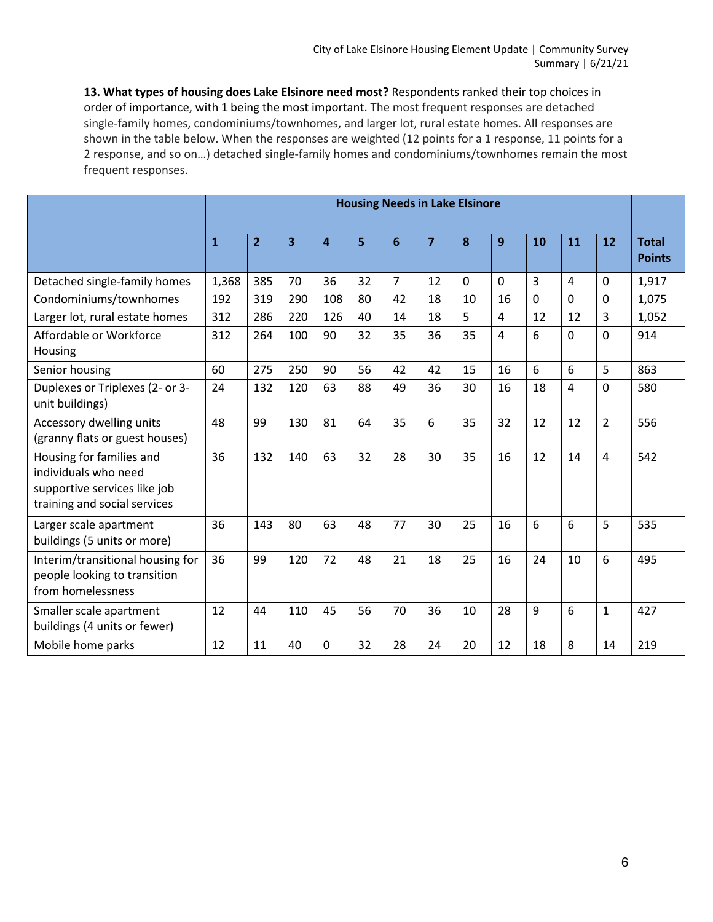**13. What types of housing does Lake Elsinore need most?** Respondents ranked their top choices in order of importance, with 1 being the most important. The most frequent responses are detached single-family homes, condominiums/townhomes, and larger lot, rural estate homes. All responses are shown in the table below. When the responses are weighted (12 points for a 1 response, 11 points for a 2 response, and so on…) detached single-family homes and condominiums/townhomes remain the most frequent responses.

| | Housing Needs in Lake Elsinore | | | | | | | | | | | | |
|---|---|---|---|---|---|---|---|---|---|---|---|---|---|
| | **1** | **2** | **3** | **4** | **5** | **6** | **7** | **8** | **9** | **10** | **11** | **12** | **Total Points** |
| Detached single-family homes | 1,368 | 385 | 70 | 36 | 32 | 7 | 12 | 0 | 0 | 3 | 4 | 0 | 1,917 |
| Condominiums/townhomes | 192 | 319 | 290 | 108 | 80 | 42 | 18 | 10 | 16 | 0 | 0 | 0 | 1,075 |
| Larger lot, rural estate homes | 312 | 286 | 220 | 126 | 40 | 14 | 18 | 5 | 4 | 12 | 12 | 3 | 1,052 |
| Affordable or Workforce Housing | 312 | 264 | 100 | 90 | 32 | 35 | 36 | 35 | 4 | 6 | 0 | 0 | 914 |
| Senior housing | 60 | 275 | 250 | 90 | 56 | 42 | 42 | 15 | 16 | 6 | 6 | 5 | 863 |
| Duplexes or Triplexes (2- or 3-unit buildings) | 24 | 132 | 120 | 63 | 88 | 49 | 36 | 30 | 16 | 18 | 4 | 0 | 580 |
| Accessory dwelling units (granny flats or guest houses) | 48 | 99 | 130 | 81 | 64 | 35 | 6 | 35 | 32 | 12 | 12 | 2 | 556 |
| Housing for families and individuals who need supportive services like job training and social services | 36 | 132 | 140 | 63 | 32 | 28 | 30 | 35 | 16 | 12 | 14 | 4 | 542 |
| Larger scale apartment buildings (5 units or more) | 36 | 143 | 80 | 63 | 48 | 77 | 30 | 25 | 16 | 6 | 6 | 5 | 535 |
| Interim/transitional housing for people looking to transition from homelessness | 36 | 99 | 120 | 72 | 48 | 21 | 18 | 25 | 16 | 24 | 10 | 6 | 495 |
| Smaller scale apartment buildings (4 units or fewer) | 12 | 44 | 110 | 45 | 56 | 70 | 36 | 10 | 28 | 9 | 6 | 1 | 427 |
| Mobile home parks | 12 | 11 | 40 | 0 | 32 | 28 | 24 | 20 | 12 | 18 | 8 | 14 | 219 |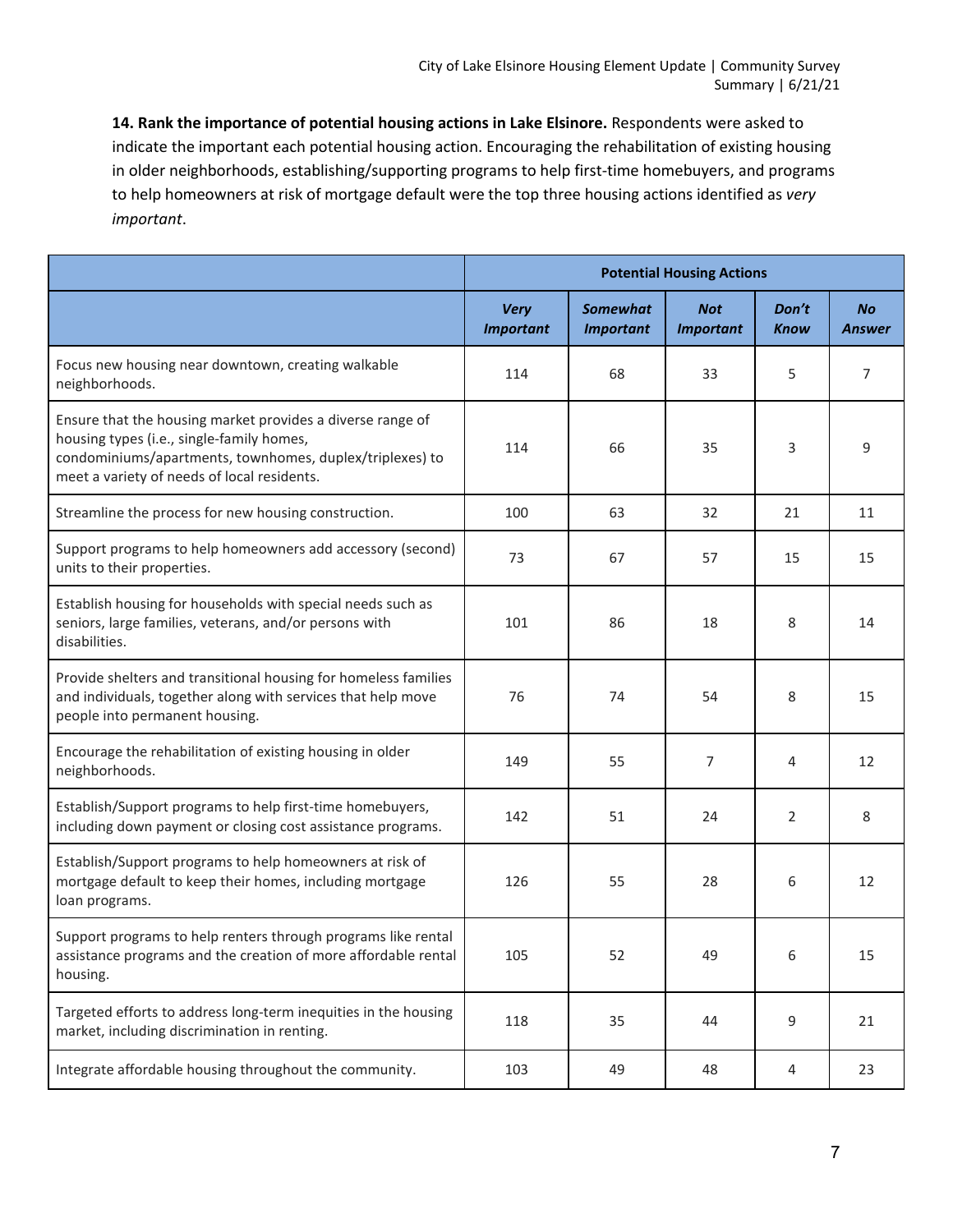**14. Rank the importance of potential housing actions in Lake Elsinore.** Respondents were asked to indicate the important each potential housing action. Encouraging the rehabilitation of existing housing in older neighborhoods, establishing/supporting programs to help first-time homebuyers, and programs to help homeowners at risk of mortgage default were the top three housing actions identified as *very important*.

| | Potential Housing Actions | | | | |
|---|---|---|---|---|---|
| | ***Very Important*** | ***Somewhat Important*** | ***Not Important*** | ***Don't Know*** | ***No Answer*** |
| Focus new housing near downtown, creating walkable neighborhoods. | 114 | 68 | 33 | 5 | 7 |
| Ensure that the housing market provides a diverse range of housing types (i.e., single-family homes, condominiums/apartments, townhomes, duplex/triplexes) to meet a variety of needs of local residents. | 114 | 66 | 35 | 3 | 9 |
| Streamline the process for new housing construction. | 100 | 63 | 32 | 21 | 11 |
| Support programs to help homeowners add accessory (second) units to their properties. | 73 | 67 | 57 | 15 | 15 |
| Establish housing for households with special needs such as seniors, large families, veterans, and/or persons with disabilities. | 101 | 86 | 18 | 8 | 14 |
| Provide shelters and transitional housing for homeless families and individuals, together along with services that help move people into permanent housing. | 76 | 74 | 54 | 8 | 15 |
| Encourage the rehabilitation of existing housing in older neighborhoods. | 149 | 55 | 7 | 4 | 12 |
| Establish/Support programs to help first-time homebuyers, including down payment or closing cost assistance programs. | 142 | 51 | 24 | 2 | 8 |
| Establish/Support programs to help homeowners at risk of mortgage default to keep their homes, including mortgage loan programs. | 126 | 55 | 28 | 6 | 12 |
| Support programs to help renters through programs like rental assistance programs and the creation of more affordable rental housing. | 105 | 52 | 49 | 6 | 15 |
| Targeted efforts to address long-term inequities in the housing market, including discrimination in renting. | 118 | 35 | 44 | 9 | 21 |
| Integrate affordable housing throughout the community. | 103 | 49 | 48 | 4 | 23 |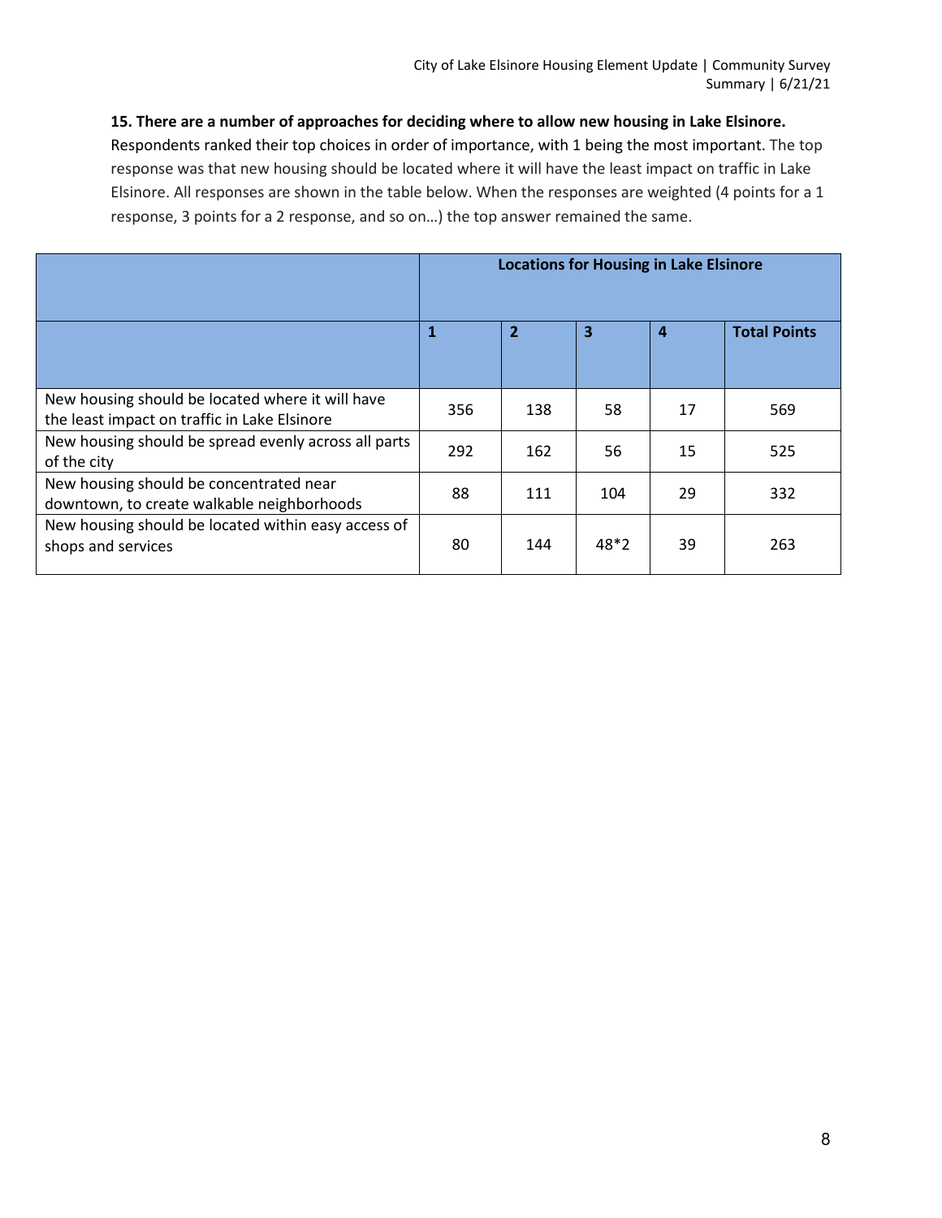**15. There are a number of approaches for deciding where to allow new housing in Lake Elsinore.**
Respondents ranked their top choices in order of importance, with 1 being the most important. The top response was that new housing should be located where it will have the least impact on traffic in Lake Elsinore. All responses are shown in the table below. When the responses are weighted (4 points for a 1 response, 3 points for a 2 response, and so on…) the top answer remained the same.

| | Locations for Housing in Lake Elsinore | | | | |
|---|---|---|---|---|---|
| | 1 | 2 | 3 | 4 | Total Points |
| New housing should be located where it will have the least impact on traffic in Lake Elsinore | 356 | 138 | 58 | 17 | 569 |
| New housing should be spread evenly across all parts of the city | 292 | 162 | 56 | 15 | 525 |
| New housing should be concentrated near downtown, to create walkable neighborhoods | 88 | 111 | 104 | 29 | 332 |
| New housing should be located within easy access of shops and services | 80 | 144 | 48*2 | 39 | 263 |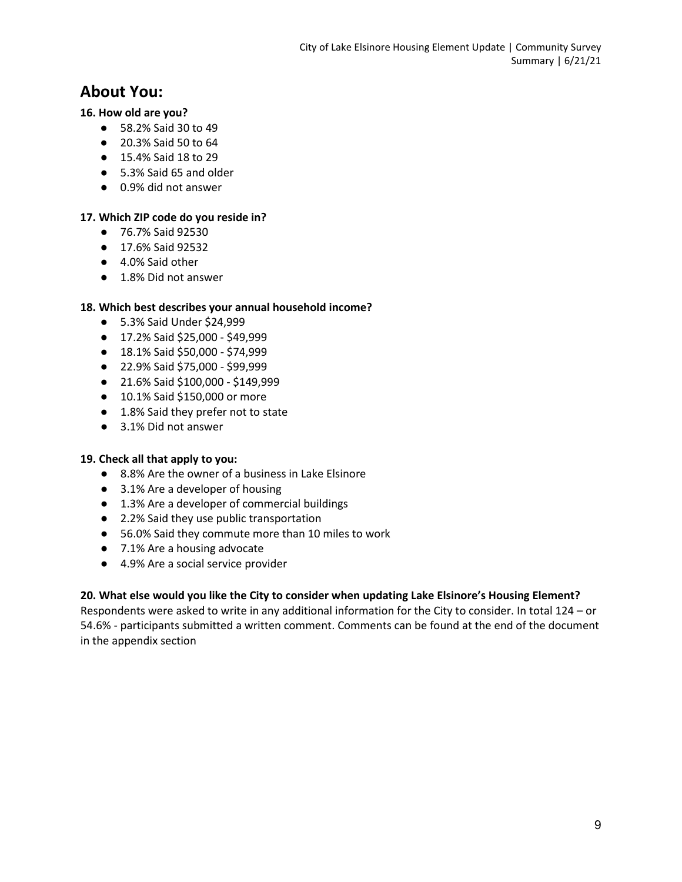## About You:

**16. How old are you?**

- 58.2% Said 30 to 49
- 20.3% Said 50 to 64
- 15.4% Said 18 to 29
- 5.3% Said 65 and older
- 0.9% did not answer

**17. Which ZIP code do you reside in?**

- 76.7% Said 92530
- 17.6% Said 92532
- 4.0% Said other
- 1.8% Did not answer

**18. Which best describes your annual household income?**

- 5.3% Said Under $24,999
- 17.2% Said $25,000 - $49,999
- 18.1% Said $50,000 - $74,999
- 22.9% Said $75,000 - $99,999
- 21.6% Said $100,000 - $149,999
- 10.1% Said $150,000 or more
- 1.8% Said they prefer not to state
- 3.1% Did not answer

**19. Check all that apply to you:**

- 8.8% Are the owner of a business in Lake Elsinore
- 3.1% Are a developer of housing
- 1.3% Are a developer of commercial buildings
- 2.2% Said they use public transportation
- 56.0% Said they commute more than 10 miles to work
- 7.1% Are a housing advocate
- 4.9% Are a social service provider

**20. What else would you like the City to consider when updating Lake Elsinore's Housing Element?**

Respondents were asked to write in any additional information for the City to consider. In total 124 – or 54.6% - participants submitted a written comment. Comments can be found at the end of the document in the appendix section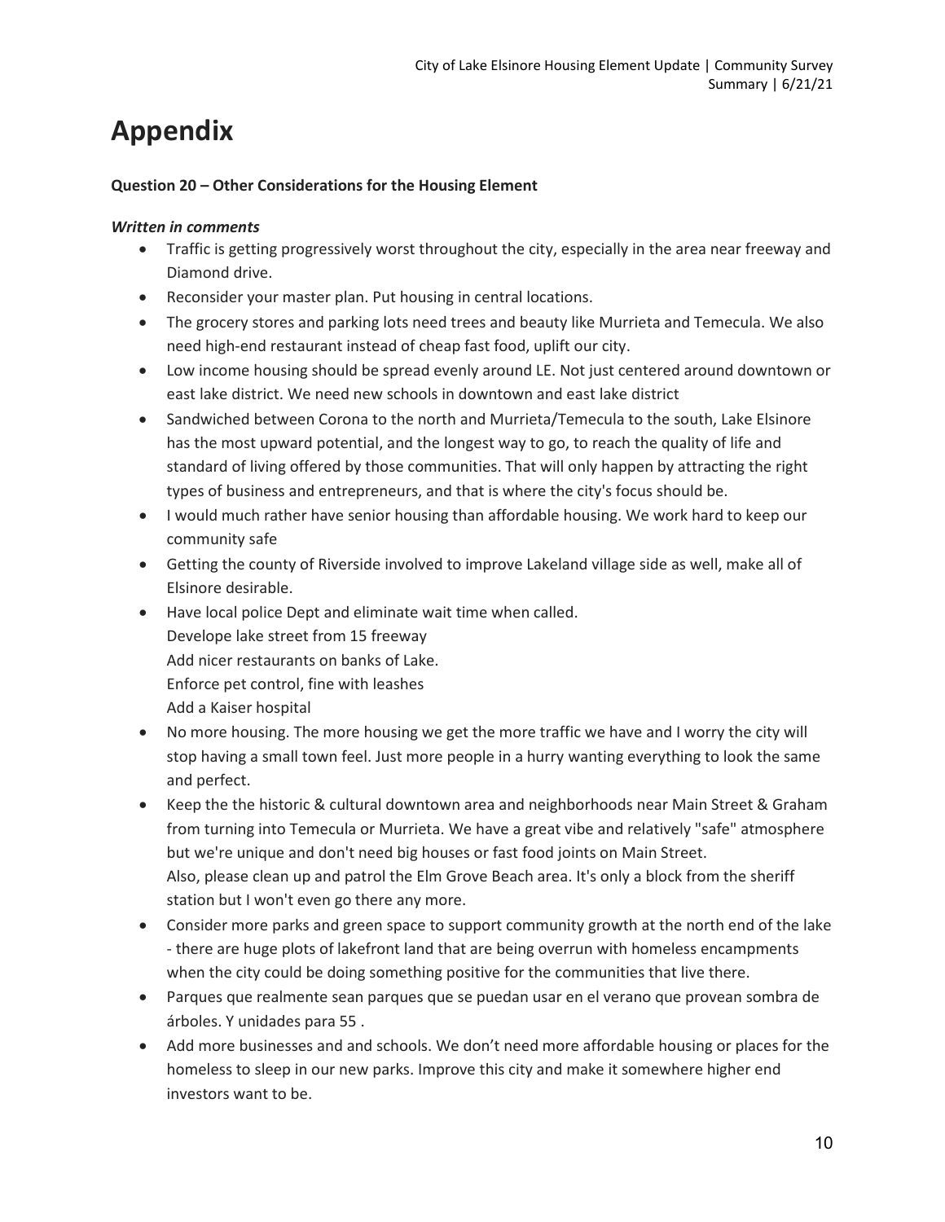# Appendix

**Question 20 – Other Considerations for the Housing Element**

***Written in comments***

- Traffic is getting progressively worst throughout the city, especially in the area near freeway and Diamond drive.
- Reconsider your master plan. Put housing in central locations.
- The grocery stores and parking lots need trees and beauty like Murrieta and Temecula. We also need high-end restaurant instead of cheap fast food, uplift our city.
- Low income housing should be spread evenly around LE. Not just centered around downtown or east lake district. We need new schools in downtown and east lake district
- Sandwiched between Corona to the north and Murrieta/Temecula to the south, Lake Elsinore has the most upward potential, and the longest way to go, to reach the quality of life and standard of living offered by those communities. That will only happen by attracting the right types of business and entrepreneurs, and that is where the city's focus should be.
- I would much rather have senior housing than affordable housing. We work hard to keep our community safe
- Getting the county of Riverside involved to improve Lakeland village side as well, make all of Elsinore desirable.
- Have local police Dept and eliminate wait time when called.
  Develope lake street from 15 freeway
  Add nicer restaurants on banks of Lake.
  Enforce pet control, fine with leashes
  Add a Kaiser hospital
- No more housing. The more housing we get the more traffic we have and I worry the city will stop having a small town feel. Just more people in a hurry wanting everything to look the same and perfect.
- Keep the the historic & cultural downtown area and neighborhoods near Main Street & Graham from turning into Temecula or Murrieta. We have a great vibe and relatively "safe" atmosphere but we're unique and don't need big houses or fast food joints on Main Street.
  Also, please clean up and patrol the Elm Grove Beach area. It's only a block from the sheriff station but I won't even go there any more.
- Consider more parks and green space to support community growth at the north end of the lake - there are huge plots of lakefront land that are being overrun with homeless encampments when the city could be doing something positive for the communities that live there.
- Parques que realmente sean parques que se puedan usar en el verano que provean sombra de árboles. Y unidades para 55 .
- Add more businesses and and schools. We don't need more affordable housing or places for the homeless to sleep in our new parks. Improve this city and make it somewhere higher end investors want to be.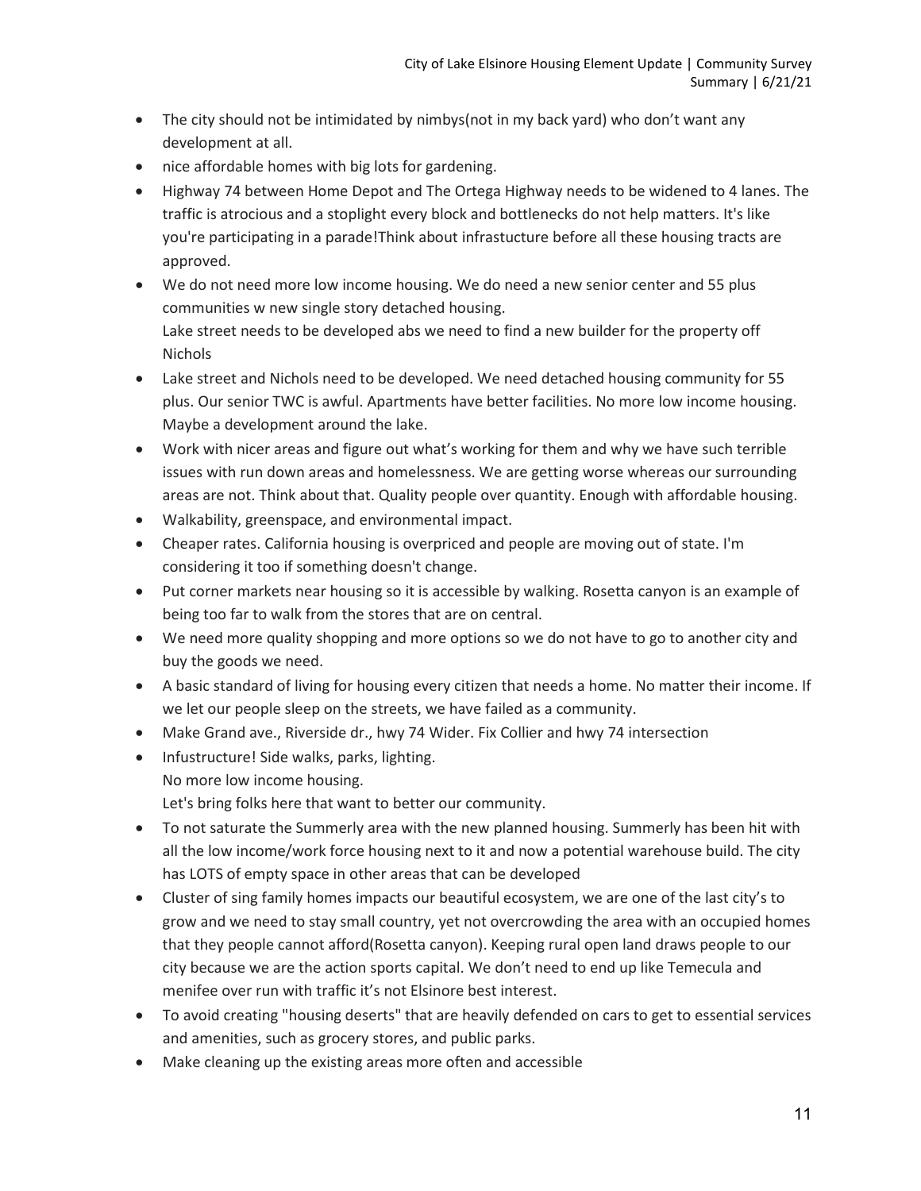- The city should not be intimidated by nimbys(not in my back yard) who don't want any development at all.
- nice affordable homes with big lots for gardening.
- Highway 74 between Home Depot and The Ortega Highway needs to be widened to 4 lanes. The traffic is atrocious and a stoplight every block and bottlenecks do not help matters. It's like you're participating in a parade!Think about infrastucture before all these housing tracts are approved.
- We do not need more low income housing. We do need a new senior center and 55 plus communities w new single story detached housing.
  Lake street needs to be developed abs we need to find a new builder for the property off Nichols
- Lake street and Nichols need to be developed. We need detached housing community for 55 plus. Our senior TWC is awful. Apartments have better facilities. No more low income housing. Maybe a development around the lake.
- Work with nicer areas and figure out what's working for them and why we have such terrible issues with run down areas and homelessness. We are getting worse whereas our surrounding areas are not. Think about that. Quality people over quantity. Enough with affordable housing.
- Walkability, greenspace, and environmental impact.
- Cheaper rates. California housing is overpriced and people are moving out of state. I'm considering it too if something doesn't change.
- Put corner markets near housing so it is accessible by walking. Rosetta canyon is an example of being too far to walk from the stores that are on central.
- We need more quality shopping and more options so we do not have to go to another city and buy the goods we need.
- A basic standard of living for housing every citizen that needs a home. No matter their income. If we let our people sleep on the streets, we have failed as a community.
- Make Grand ave., Riverside dr., hwy 74 Wider. Fix Collier and hwy 74 intersection
- Infustructure! Side walks, parks, lighting.
  No more low income housing.
  Let's bring folks here that want to better our community.
- To not saturate the Summerly area with the new planned housing. Summerly has been hit with all the low income/work force housing next to it and now a potential warehouse build. The city has LOTS of empty space in other areas that can be developed
- Cluster of sing family homes impacts our beautiful ecosystem, we are one of the last city's to grow and we need to stay small country, yet not overcrowding the area with an occupied homes that they people cannot afford(Rosetta canyon). Keeping rural open land draws people to our city because we are the action sports capital. We don't need to end up like Temecula and menifee over run with traffic it's not Elsinore best interest.
- To avoid creating "housing deserts" that are heavily defended on cars to get to essential services and amenities, such as grocery stores, and public parks.
- Make cleaning up the existing areas more often and accessible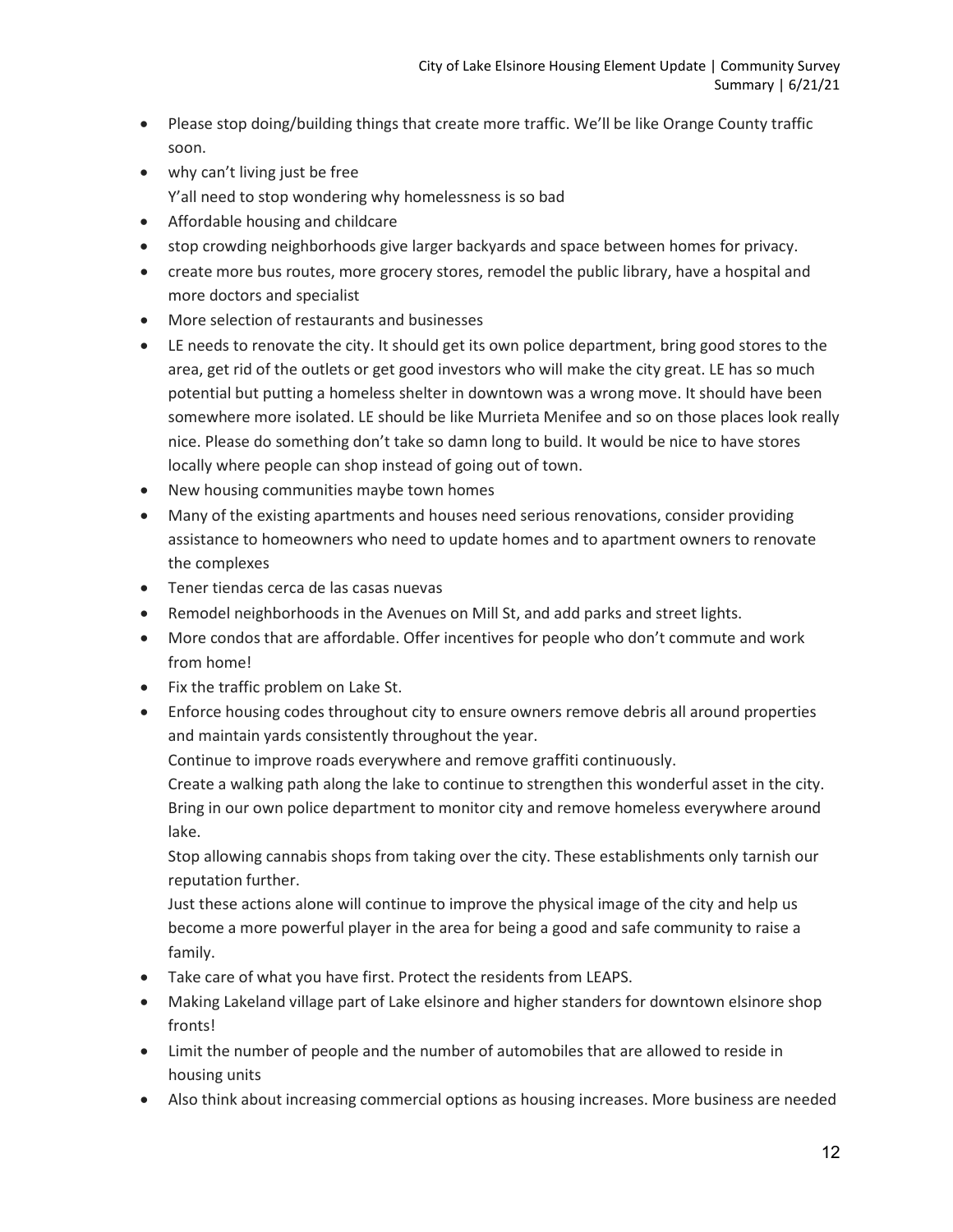- Please stop doing/building things that create more traffic. We'll be like Orange County traffic soon.
- why can't living just be free
  Y'all need to stop wondering why homelessness is so bad
- Affordable housing and childcare
- stop crowding neighborhoods give larger backyards and space between homes for privacy.
- create more bus routes, more grocery stores, remodel the public library, have a hospital and more doctors and specialist
- More selection of restaurants and businesses
- LE needs to renovate the city. It should get its own police department, bring good stores to the area, get rid of the outlets or get good investors who will make the city great. LE has so much potential but putting a homeless shelter in downtown was a wrong move. It should have been somewhere more isolated. LE should be like Murrieta Menifee and so on those places look really nice. Please do something don't take so damn long to build. It would be nice to have stores locally where people can shop instead of going out of town.
- New housing communities maybe town homes
- Many of the existing apartments and houses need serious renovations, consider providing assistance to homeowners who need to update homes and to apartment owners to renovate the complexes
- Tener tiendas cerca de las casas nuevas
- Remodel neighborhoods in the Avenues on Mill St, and add parks and street lights.
- More condos that are affordable. Offer incentives for people who don't commute and work from home!
- Fix the traffic problem on Lake St.
- Enforce housing codes throughout city to ensure owners remove debris all around properties and maintain yards consistently throughout the year.
  Continue to improve roads everywhere and remove graffiti continuously.
  Create a walking path along the lake to continue to strengthen this wonderful asset in the city.
  Bring in our own police department to monitor city and remove homeless everywhere around lake.
  Stop allowing cannabis shops from taking over the city. These establishments only tarnish our reputation further.
  Just these actions alone will continue to improve the physical image of the city and help us become a more powerful player in the area for being a good and safe community to raise a family.
- Take care of what you have first. Protect the residents from LEAPS.
- Making Lakeland village part of Lake elsinore and higher standers for downtown elsinore shop fronts!
- Limit the number of people and the number of automobiles that are allowed to reside in housing units
- Also think about increasing commercial options as housing increases. More business are needed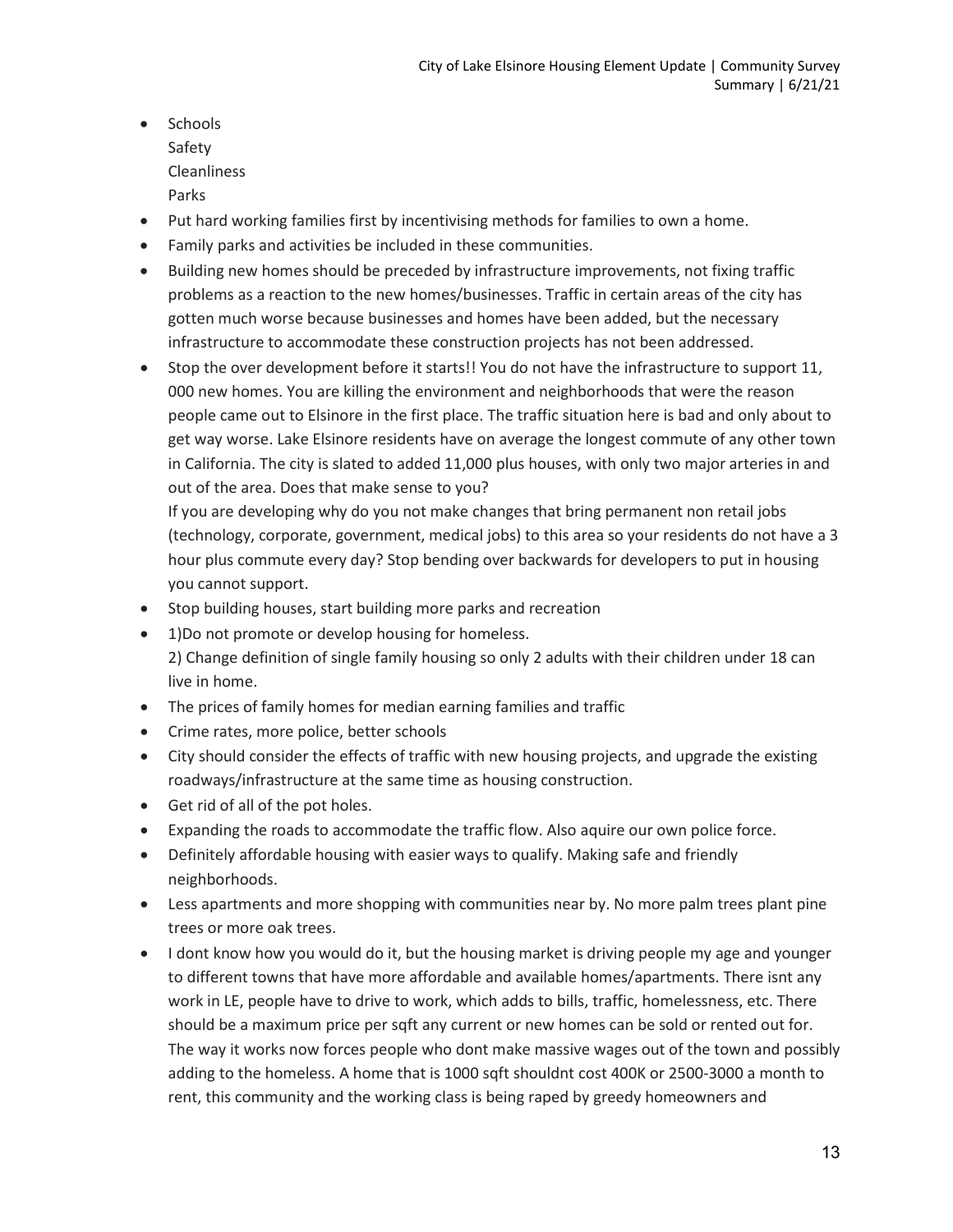- Schools
  Safety
  Cleanliness
  Parks
- Put hard working families first by incentivising methods for families to own a home.
- Family parks and activities be included in these communities.
- Building new homes should be preceded by infrastructure improvements, not fixing traffic problems as a reaction to the new homes/businesses. Traffic in certain areas of the city has gotten much worse because businesses and homes have been added, but the necessary infrastructure to accommodate these construction projects has not been addressed.
- Stop the over development before it starts!! You do not have the infrastructure to support 11, 000 new homes. You are killing the environment and neighborhoods that were the reason people came out to Elsinore in the first place. The traffic situation here is bad and only about to get way worse. Lake Elsinore residents have on average the longest commute of any other town in California. The city is slated to added 11,000 plus houses, with only two major arteries in and out of the area. Does that make sense to you?
  If you are developing why do you not make changes that bring permanent non retail jobs (technology, corporate, government, medical jobs) to this area so your residents do not have a 3 hour plus commute every day? Stop bending over backwards for developers to put in housing you cannot support.
- Stop building houses, start building more parks and recreation
- 1)Do not promote or develop housing for homeless.
  2) Change definition of single family housing so only 2 adults with their children under 18 can live in home.
- The prices of family homes for median earning families and traffic
- Crime rates, more police, better schools
- City should consider the effects of traffic with new housing projects, and upgrade the existing roadways/infrastructure at the same time as housing construction.
- Get rid of all of the pot holes.
- Expanding the roads to accommodate the traffic flow. Also aquire our own police force.
- Definitely affordable housing with easier ways to qualify. Making safe and friendly neighborhoods.
- Less apartments and more shopping with communities near by. No more palm trees plant pine trees or more oak trees.
- I dont know how you would do it, but the housing market is driving people my age and younger to different towns that have more affordable and available homes/apartments. There isnt any work in LE, people have to drive to work, which adds to bills, traffic, homelessness, etc. There should be a maximum price per sqft any current or new homes can be sold or rented out for. The way it works now forces people who dont make massive wages out of the town and possibly adding to the homeless. A home that is 1000 sqft shouldnt cost 400K or 2500-3000 a month to rent, this community and the working class is being raped by greedy homeowners and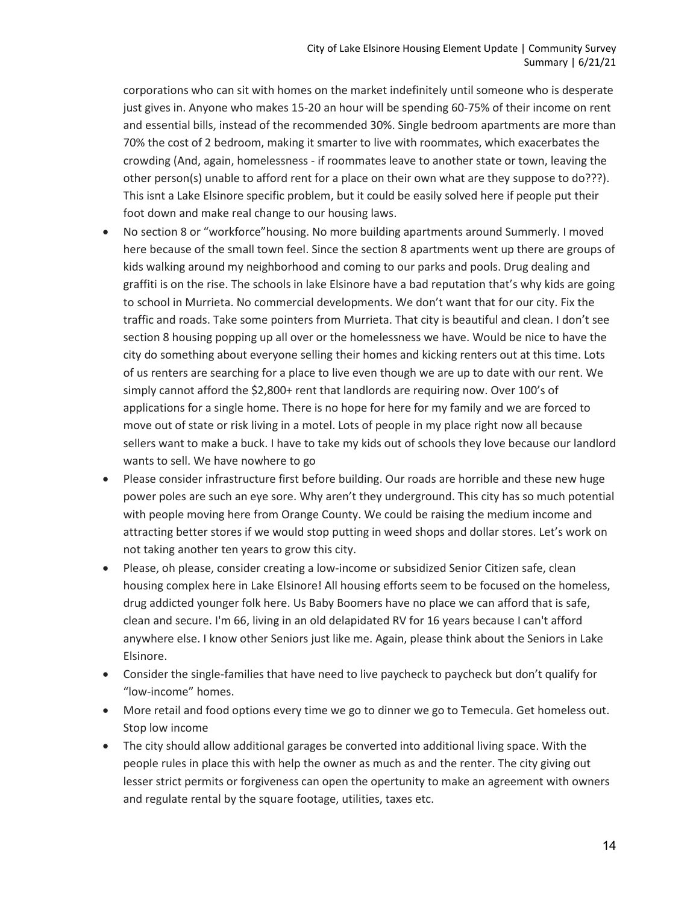corporations who can sit with homes on the market indefinitely until someone who is desperate just gives in. Anyone who makes 15-20 an hour will be spending 60-75% of their income on rent and essential bills, instead of the recommended 30%. Single bedroom apartments are more than 70% the cost of 2 bedroom, making it smarter to live with roommates, which exacerbates the crowding (And, again, homelessness - if roommates leave to another state or town, leaving the other person(s) unable to afford rent for a place on their own what are they suppose to do???). This isnt a Lake Elsinore specific problem, but it could be easily solved here if people put their foot down and make real change to our housing laws.

- No section 8 or "workforce"housing. No more building apartments around Summerly. I moved here because of the small town feel. Since the section 8 apartments went up there are groups of kids walking around my neighborhood and coming to our parks and pools. Drug dealing and graffiti is on the rise. The schools in lake Elsinore have a bad reputation that's why kids are going to school in Murrieta. No commercial developments. We don't want that for our city. Fix the traffic and roads. Take some pointers from Murrieta. That city is beautiful and clean. I don't see section 8 housing popping up all over or the homelessness we have. Would be nice to have the city do something about everyone selling their homes and kicking renters out at this time. Lots of us renters are searching for a place to live even though we are up to date with our rent. We simply cannot afford the $2,800+ rent that landlords are requiring now. Over 100's of applications for a single home. There is no hope for here for my family and we are forced to move out of state or risk living in a motel. Lots of people in my place right now all because sellers want to make a buck. I have to take my kids out of schools they love because our landlord wants to sell. We have nowhere to go
- Please consider infrastructure first before building. Our roads are horrible and these new huge power poles are such an eye sore. Why aren't they underground. This city has so much potential with people moving here from Orange County. We could be raising the medium income and attracting better stores if we would stop putting in weed shops and dollar stores. Let's work on not taking another ten years to grow this city.
- Please, oh please, consider creating a low-income or subsidized Senior Citizen safe, clean housing complex here in Lake Elsinore! All housing efforts seem to be focused on the homeless, drug addicted younger folk here. Us Baby Boomers have no place we can afford that is safe, clean and secure. I'm 66, living in an old delapidated RV for 16 years because I can't afford anywhere else. I know other Seniors just like me. Again, please think about the Seniors in Lake Elsinore.
- Consider the single-families that have need to live paycheck to paycheck but don't qualify for "low-income" homes.
- More retail and food options every time we go to dinner we go to Temecula. Get homeless out. Stop low income
- The city should allow additional garages be converted into additional living space. With the people rules in place this with help the owner as much as and the renter. The city giving out lesser strict permits or forgiveness can open the opertunity to make an agreement with owners and regulate rental by the square footage, utilities, taxes etc.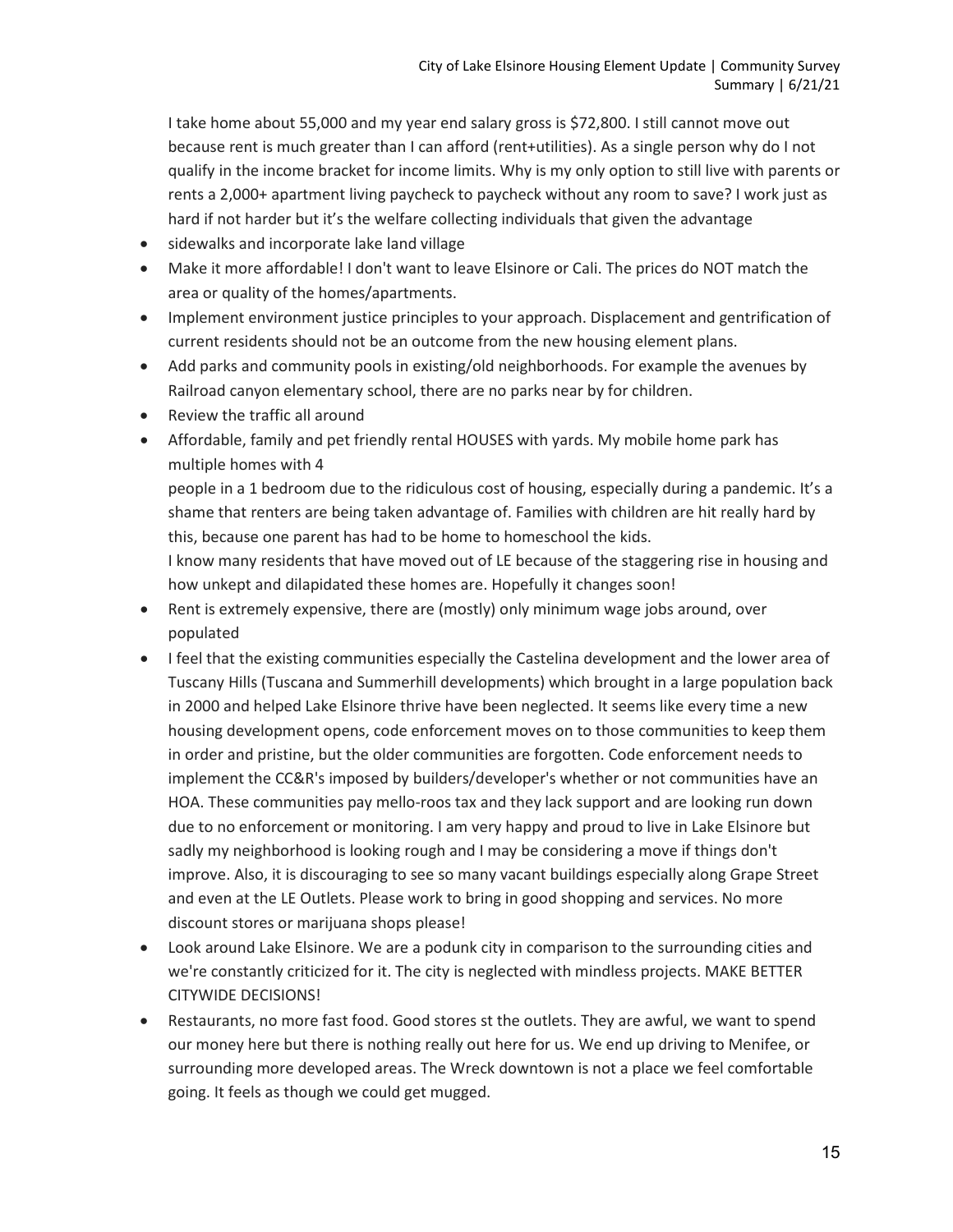I take home about 55,000 and my year end salary gross is $72,800. I still cannot move out because rent is much greater than I can afford (rent+utilities). As a single person why do I not qualify in the income bracket for income limits. Why is my only option to still live with parents or rents a 2,000+ apartment living paycheck to paycheck without any room to save? I work just as hard if not harder but it's the welfare collecting individuals that given the advantage

- sidewalks and incorporate lake land village
- Make it more affordable! I don't want to leave Elsinore or Cali. The prices do NOT match the area or quality of the homes/apartments.
- Implement environment justice principles to your approach. Displacement and gentrification of current residents should not be an outcome from the new housing element plans.
- Add parks and community pools in existing/old neighborhoods. For example the avenues by Railroad canyon elementary school, there are no parks near by for children.
- Review the traffic all around
- Affordable, family and pet friendly rental HOUSES with yards. My mobile home park has multiple homes with 4

  people in a 1 bedroom due to the ridiculous cost of housing, especially during a pandemic. It's a shame that renters are being taken advantage of. Families with children are hit really hard by this, because one parent has had to be home to homeschool the kids.

  I know many residents that have moved out of LE because of the staggering rise in housing and how unkept and dilapidated these homes are. Hopefully it changes soon!
- Rent is extremely expensive, there are (mostly) only minimum wage jobs around, over populated
- I feel that the existing communities especially the Castelina development and the lower area of Tuscany Hills (Tuscana and Summerhill developments) which brought in a large population back in 2000 and helped Lake Elsinore thrive have been neglected. It seems like every time a new housing development opens, code enforcement moves on to those communities to keep them in order and pristine, but the older communities are forgotten. Code enforcement needs to implement the CC&R's imposed by builders/developer's whether or not communities have an HOA. These communities pay mello-roos tax and they lack support and are looking run down due to no enforcement or monitoring. I am very happy and proud to live in Lake Elsinore but sadly my neighborhood is looking rough and I may be considering a move if things don't improve. Also, it is discouraging to see so many vacant buildings especially along Grape Street and even at the LE Outlets. Please work to bring in good shopping and services. No more discount stores or marijuana shops please!
- Look around Lake Elsinore. We are a podunk city in comparison to the surrounding cities and we're constantly criticized for it. The city is neglected with mindless projects. MAKE BETTER CITYWIDE DECISIONS!
- Restaurants, no more fast food. Good stores st the outlets. They are awful, we want to spend our money here but there is nothing really out here for us. We end up driving to Menifee, or surrounding more developed areas. The Wreck downtown is not a place we feel comfortable going. It feels as though we could get mugged.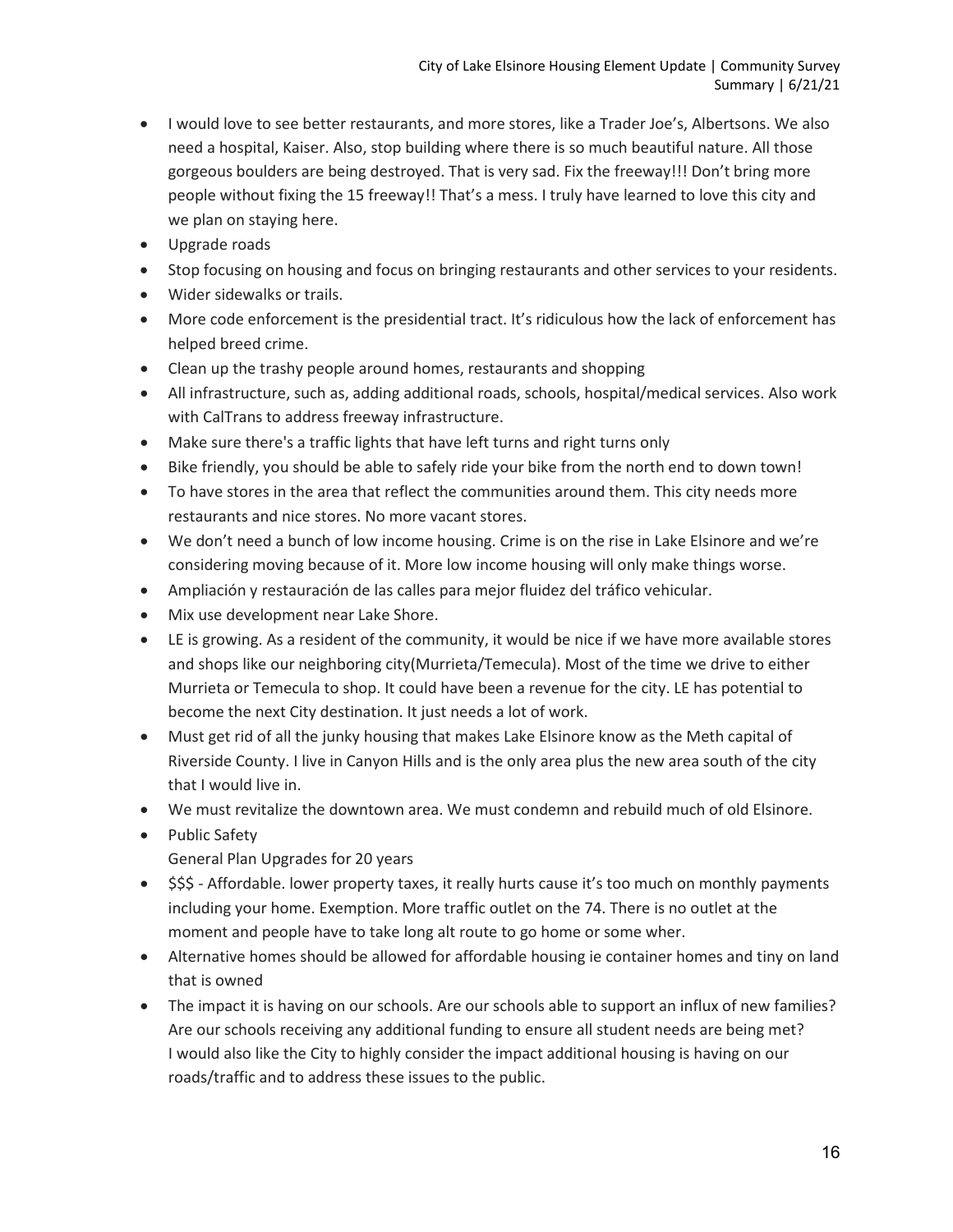- I would love to see better restaurants, and more stores, like a Trader Joe's, Albertsons. We also need a hospital, Kaiser. Also, stop building where there is so much beautiful nature. All those gorgeous boulders are being destroyed. That is very sad. Fix the freeway!!! Don't bring more people without fixing the 15 freeway!! That's a mess. I truly have learned to love this city and we plan on staying here.
- Upgrade roads
- Stop focusing on housing and focus on bringing restaurants and other services to your residents.
- Wider sidewalks or trails.
- More code enforcement is the presidential tract. It's ridiculous how the lack of enforcement has helped breed crime.
- Clean up the trashy people around homes, restaurants and shopping
- All infrastructure, such as, adding additional roads, schools, hospital/medical services. Also work with CalTrans to address freeway infrastructure.
- Make sure there's a traffic lights that have left turns and right turns only
- Bike friendly, you should be able to safely ride your bike from the north end to down town!
- To have stores in the area that reflect the communities around them. This city needs more restaurants and nice stores. No more vacant stores.
- We don't need a bunch of low income housing. Crime is on the rise in Lake Elsinore and we're considering moving because of it. More low income housing will only make things worse.
- Ampliación y restauración de las calles para mejor fluidez del tráfico vehicular.
- Mix use development near Lake Shore.
- LE is growing. As a resident of the community, it would be nice if we have more available stores and shops like our neighboring city(Murrieta/Temecula). Most of the time we drive to either Murrieta or Temecula to shop. It could have been a revenue for the city. LE has potential to become the next City destination. It just needs a lot of work.
- Must get rid of all the junky housing that makes Lake Elsinore know as the Meth capital of Riverside County. I live in Canyon Hills and is the only area plus the new area south of the city that I would live in.
- We must revitalize the downtown area. We must condemn and rebuild much of old Elsinore.
- Public Safety
  General Plan Upgrades for 20 years
- $$$ - Affordable. lower property taxes, it really hurts cause it's too much on monthly payments including your home. Exemption. More traffic outlet on the 74. There is no outlet at the moment and people have to take long alt route to go home or some wher.
- Alternative homes should be allowed for affordable housing ie container homes and tiny on land that is owned
- The impact it is having on our schools. Are our schools able to support an influx of new families? Are our schools receiving any additional funding to ensure all student needs are being met?
  I would also like the City to highly consider the impact additional housing is having on our roads/traffic and to address these issues to the public.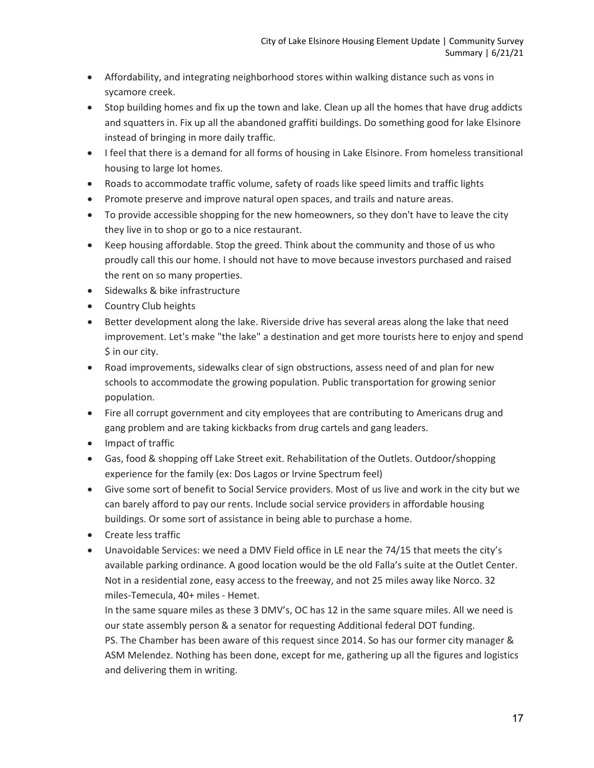- Affordability, and integrating neighborhood stores within walking distance such as vons in sycamore creek.
- Stop building homes and fix up the town and lake. Clean up all the homes that have drug addicts and squatters in. Fix up all the abandoned graffiti buildings. Do something good for lake Elsinore instead of bringing in more daily traffic.
- I feel that there is a demand for all forms of housing in Lake Elsinore. From homeless transitional housing to large lot homes.
- Roads to accommodate traffic volume, safety of roads like speed limits and traffic lights
- Promote preserve and improve natural open spaces, and trails and nature areas.
- To provide accessible shopping for the new homeowners, so they don't have to leave the city they live in to shop or go to a nice restaurant.
- Keep housing affordable. Stop the greed. Think about the community and those of us who proudly call this our home. I should not have to move because investors purchased and raised the rent on so many properties.
- Sidewalks & bike infrastructure
- Country Club heights
- Better development along the lake. Riverside drive has several areas along the lake that need improvement. Let's make "the lake" a destination and get more tourists here to enjoy and spend $ in our city.
- Road improvements, sidewalks clear of sign obstructions, assess need of and plan for new schools to accommodate the growing population. Public transportation for growing senior population.
- Fire all corrupt government and city employees that are contributing to Americans drug and gang problem and are taking kickbacks from drug cartels and gang leaders.
- Impact of traffic
- Gas, food & shopping off Lake Street exit. Rehabilitation of the Outlets. Outdoor/shopping experience for the family (ex: Dos Lagos or Irvine Spectrum feel)
- Give some sort of benefit to Social Service providers. Most of us live and work in the city but we can barely afford to pay our rents. Include social service providers in affordable housing buildings. Or some sort of assistance in being able to purchase a home.
- Create less traffic
- Unavoidable Services: we need a DMV Field office in LE near the 74/15 that meets the city's available parking ordinance. A good location would be the old Falla's suite at the Outlet Center. Not in a residential zone, easy access to the freeway, and not 25 miles away like Norco. 32 miles-Temecula, 40+ miles - Hemet.

  In the same square miles as these 3 DMV's, OC has 12 in the same square miles. All we need is our state assembly person & a senator for requesting Additional federal DOT funding.

  PS. The Chamber has been aware of this request since 2014. So has our former city manager & ASM Melendez. Nothing has been done, except for me, gathering up all the figures and logistics and delivering them in writing.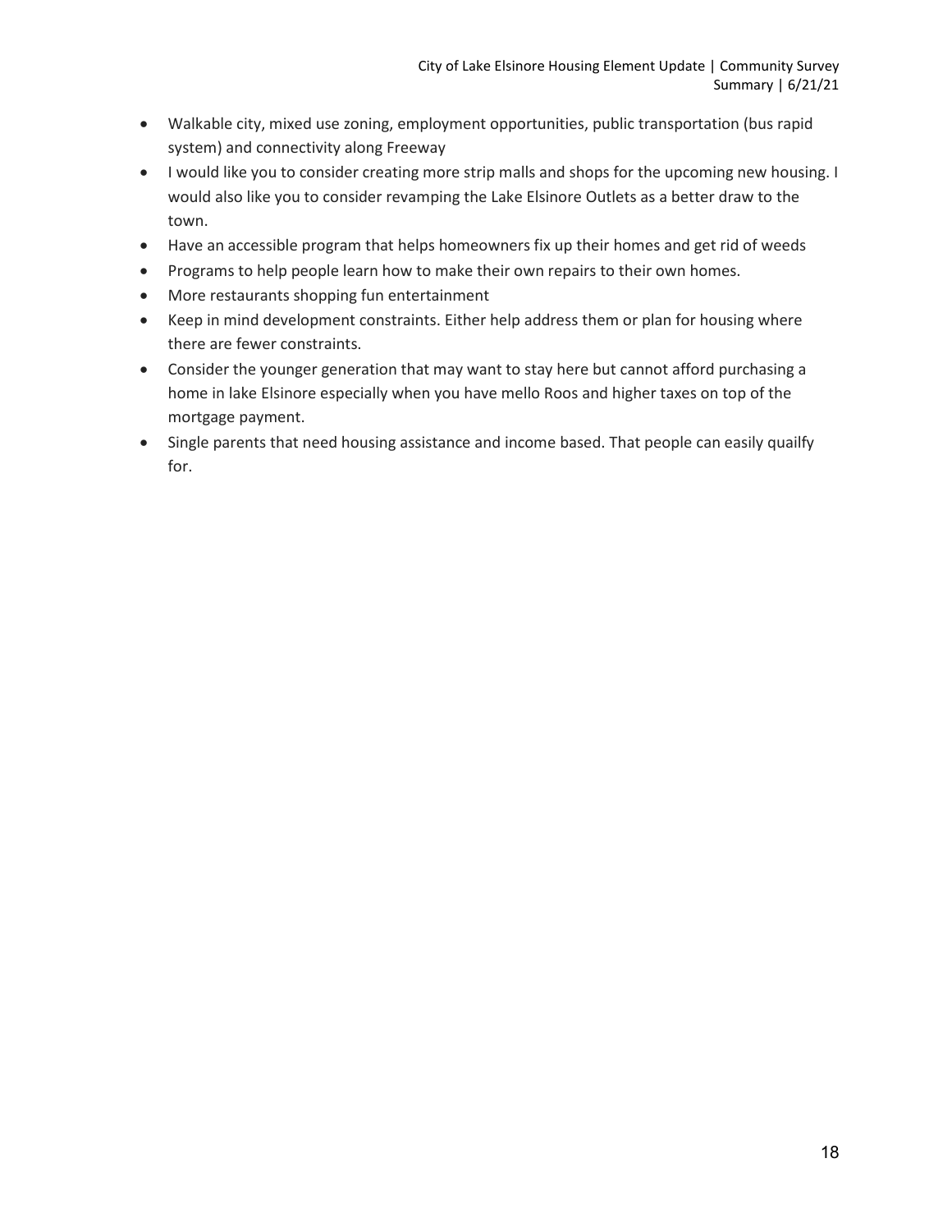- Walkable city, mixed use zoning, employment opportunities, public transportation (bus rapid system) and connectivity along Freeway
- I would like you to consider creating more strip malls and shops for the upcoming new housing. I would also like you to consider revamping the Lake Elsinore Outlets as a better draw to the town.
- Have an accessible program that helps homeowners fix up their homes and get rid of weeds
- Programs to help people learn how to make their own repairs to their own homes.
- More restaurants shopping fun entertainment
- Keep in mind development constraints. Either help address them or plan for housing where there are fewer constraints.
- Consider the younger generation that may want to stay here but cannot afford purchasing a home in lake Elsinore especially when you have mello Roos and higher taxes on top of the mortgage payment.
- Single parents that need housing assistance and income based. That people can easily quailfy for.